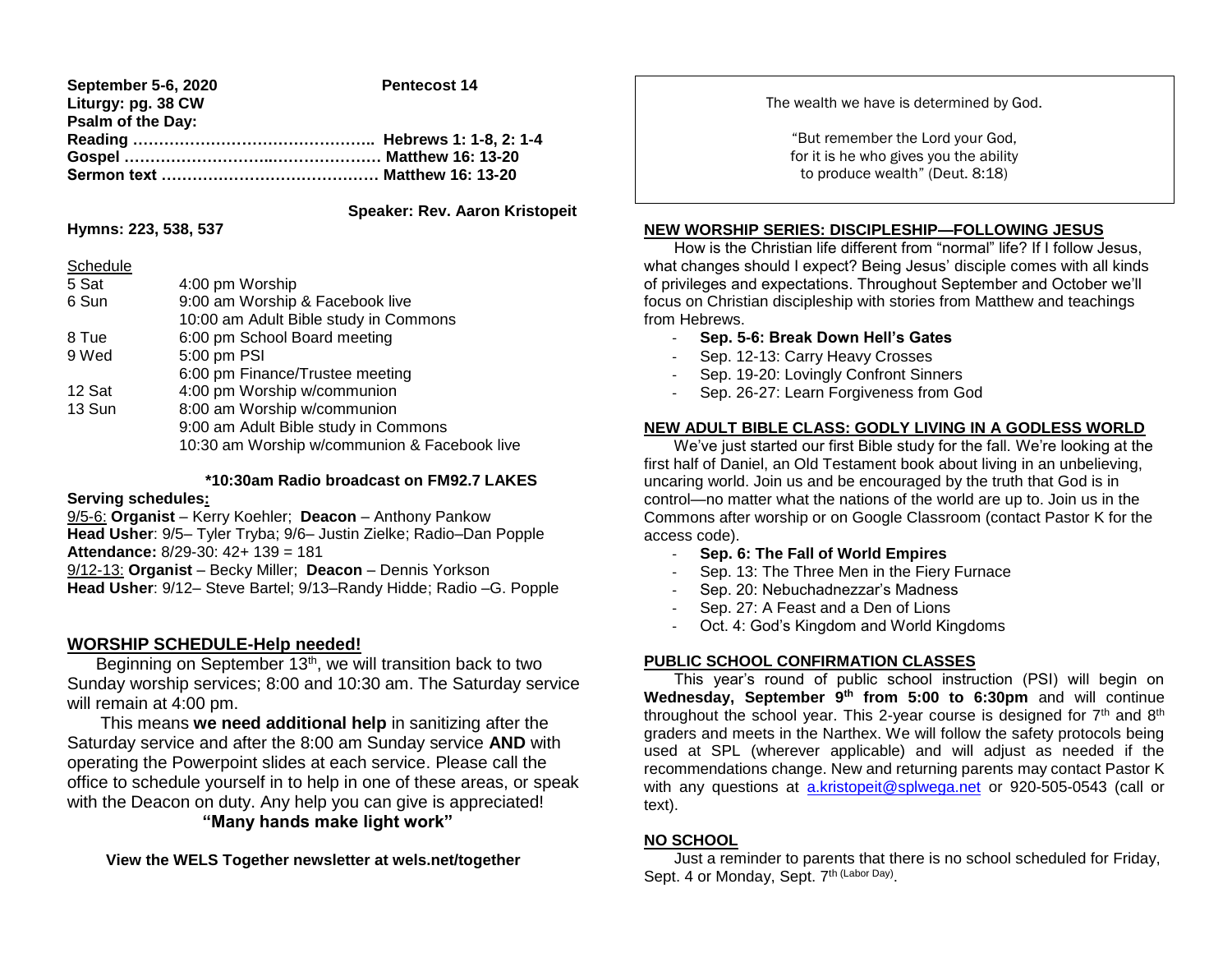**September 5-6, 2020** **Pentecost 14**
**Liturgy: pg. 38 CW**
**Psalm of the Day:**
**Reading ……………………………………….. Hebrews 1: 1-8, 2: 1-4**
**Gospel ……………………………..…………… Matthew 16: 13-20**
**Sermon text …………………………………… Matthew 16: 13-20**

**Speaker: Rev. Aaron Kristopeit**

**Hymns: 223, 538, 537**

Schedule

| | |
|---|---|
| 5 Sat | 4:00 pm Worship |
| 6 Sun | 9:00 am Worship & Facebook live |
| | 10:00 am Adult Bible study in Commons |
| 8 Tue | 6:00 pm School Board meeting |
| 9 Wed | 5:00 pm PSI |
| | 6:00 pm Finance/Trustee meeting |
| 12 Sat | 4:00 pm Worship w/communion |
| 13 Sun | 8:00 am Worship w/communion |
| | 9:00 am Adult Bible study in Commons |
| | 10:30 am Worship w/communion & Facebook live |

**\*10:30am Radio broadcast on FM92.7 LAKES**

**Serving schedules:**
9/5-6: **Organist** – Kerry Koehler; **Deacon** – Anthony Pankow
**Head Usher**: 9/5– Tyler Tryba; 9/6– Justin Zielke; Radio–Dan Popple
**Attendance:** 8/29-30: 42+ 139 = 181
9/12-13: **Organist** – Becky Miller; **Deacon** – Dennis Yorkson
**Head Usher**: 9/12– Steve Bartel; 9/13–Randy Hidde; Radio –G. Popple

## WORSHIP SCHEDULE-Help needed!

Beginning on September 13th, we will transition back to two Sunday worship services; 8:00 and 10:30 am. The Saturday service will remain at 4:00 pm.

This means **we need additional help** in sanitizing after the Saturday service and after the 8:00 am Sunday service **AND** with operating the Powerpoint slides at each service. Please call the office to schedule yourself in to help in one of these areas, or speak with the Deacon on duty. Any help you can give is appreciated!

**"Many hands make light work"**

**View the WELS Together newsletter at wels.net/together**

The wealth we have is determined by God.

"But remember the Lord your God,
for it is he who gives you the ability
to produce wealth" (Deut. 8:18)

## NEW WORSHIP SERIES: DISCIPLESHIP—FOLLOWING JESUS

How is the Christian life different from "normal" life? If I follow Jesus, what changes should I expect? Being Jesus' disciple comes with all kinds of privileges and expectations. Throughout September and October we'll focus on Christian discipleship with stories from Matthew and teachings from Hebrews.

- **Sep. 5-6: Break Down Hell's Gates**
- Sep. 12-13: Carry Heavy Crosses
- Sep. 19-20: Lovingly Confront Sinners
- Sep. 26-27: Learn Forgiveness from God

## NEW ADULT BIBLE CLASS: GODLY LIVING IN A GODLESS WORLD

We've just started our first Bible study for the fall. We're looking at the first half of Daniel, an Old Testament book about living in an unbelieving, uncaring world. Join us and be encouraged by the truth that God is in control—no matter what the nations of the world are up to. Join us in the Commons after worship or on Google Classroom (contact Pastor K for the access code).

- **Sep. 6: The Fall of World Empires**
- Sep. 13: The Three Men in the Fiery Furnace
- Sep. 20: Nebuchadnezzar's Madness
- Sep. 27: A Feast and a Den of Lions
- Oct. 4: God's Kingdom and World Kingdoms

## PUBLIC SCHOOL CONFIRMATION CLASSES

This year's round of public school instruction (PSI) will begin on **Wednesday, September 9th from 5:00 to 6:30pm** and will continue throughout the school year. This 2-year course is designed for 7th and 8th graders and meets in the Narthex. We will follow the safety protocols being used at SPL (wherever applicable) and will adjust as needed if the recommendations change. New and returning parents may contact Pastor K with any questions at a.kristopeit@splwega.net or 920-505-0543 (call or text).

## NO SCHOOL

Just a reminder to parents that there is no school scheduled for Friday, Sept. 4 or Monday, Sept. 7th (Labor Day).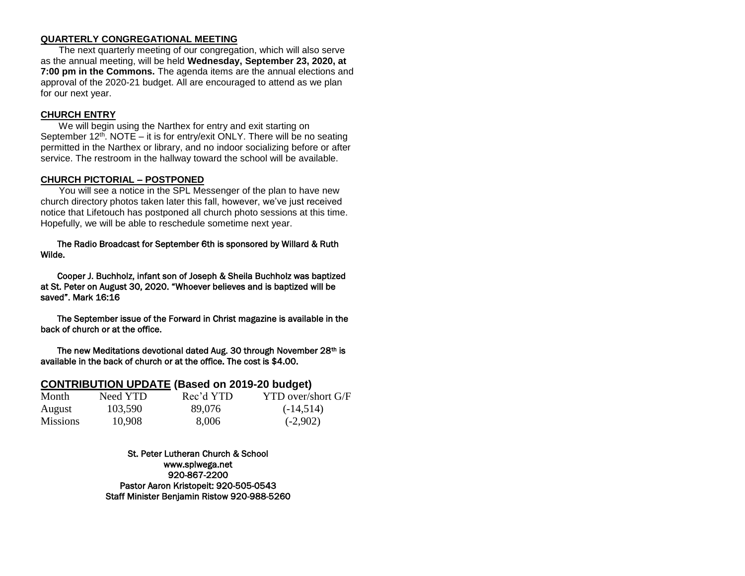**QUARTERLY CONGREGATIONAL MEETING**

The next quarterly meeting of our congregation, which will also serve as the annual meeting, will be held **Wednesday, September 23, 2020, at 7:00 pm in the Commons.** The agenda items are the annual elections and approval of the 2020-21 budget. All are encouraged to attend as we plan for our next year.

**CHURCH ENTRY**

We will begin using the Narthex for entry and exit starting on September 12th. NOTE – it is for entry/exit ONLY. There will be no seating permitted in the Narthex or library, and no indoor socializing before or after service. The restroom in the hallway toward the school will be available.

**CHURCH PICTORIAL – POSTPONED**

You will see a notice in the SPL Messenger of the plan to have new church directory photos taken later this fall, however, we've just received notice that Lifetouch has postponed all church photo sessions at this time. Hopefully, we will be able to reschedule sometime next year.

The Radio Broadcast for September 6th is sponsored by Willard & Ruth Wilde.

Cooper J. Buchholz, infant son of Joseph & Sheila Buchholz was baptized at St. Peter on August 30, 2020. "Whoever believes and is baptized will be saved". Mark 16:16

The September issue of the Forward in Christ magazine is available in the back of church or at the office.

The new Meditations devotional dated Aug. 30 through November 28th is available in the back of church or at the office. The cost is $4.00.

## CONTRIBUTION UPDATE (Based on 2019-20 budget)

| Month | Need YTD | Rec'd YTD | YTD over/short G/F |
|---|---|---|---|
| August | 103,590 | 89,076 | (-14,514) |
| Missions | 10,908 | 8,006 | (-2,902) |

St. Peter Lutheran Church & School
www.splwega.net
920-867-2200
Pastor Aaron Kristopeit: 920-505-0543
Staff Minister Benjamin Ristow 920-988-5260